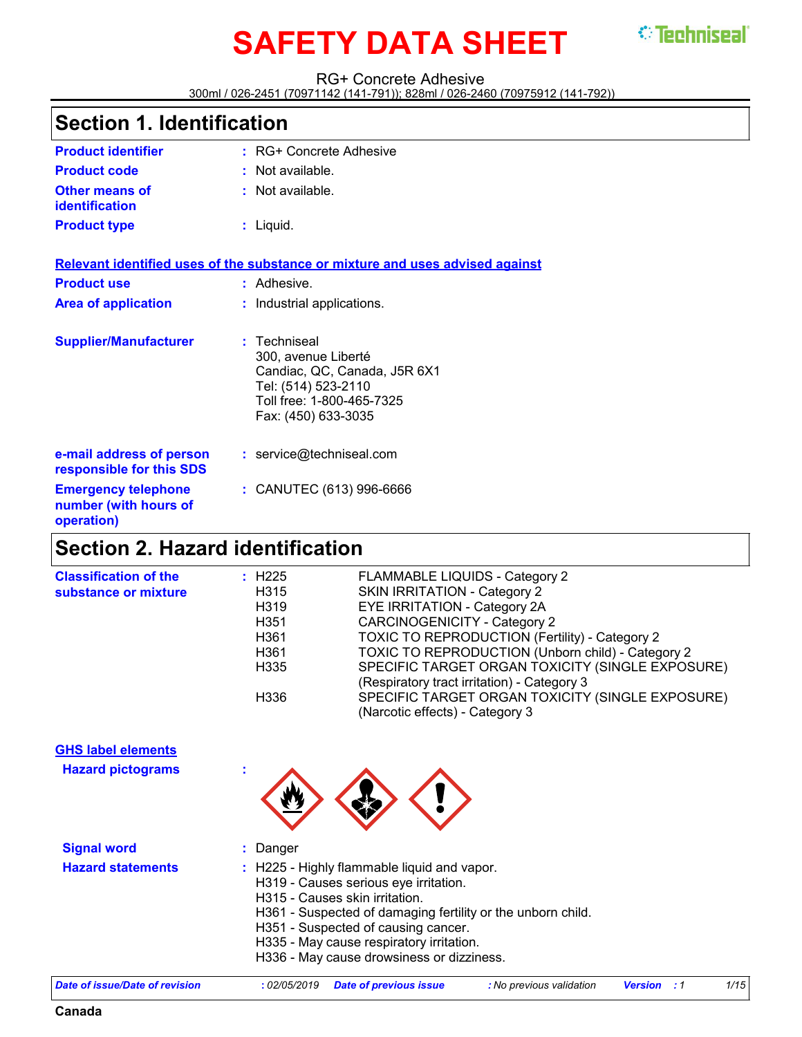# SAFETY DATA SHEET

RG+ Concrete Adhesive

300ml / 026-2451 (70971142 (141-791)); 828ml / 026-2460 (70975912 (141-792))

## Section 1. Identification

| | | |
|---|---|---|
| **Product identifier** | : | RG+ Concrete Adhesive |
| **Product code** | : | Not available. |
| **Other means of identification** | : | Not available. |
| **Product type** | : | Liquid. |

**Relevant identified uses of the substance or mixture and uses advised against**

| | | |
|---|---|---|
| **Product use** | : | Adhesive. |
| **Area of application** | : | Industrial applications. |
| **Supplier/Manufacturer** | : | Techniseal<br>300, avenue Liberté<br>Candiac, QC, Canada, J5R 6X1<br>Tel: (514) 523-2110<br>Toll free: 1-800-465-7325<br>Fax: (450) 633-3035 |
| **e-mail address of person responsible for this SDS** | : | service@techniseal.com |
| **Emergency telephone number (with hours of operation)** | : | CANUTEC (613) 996-6666 |

## Section 2. Hazard identification

**Classification of the substance or mixture** :

| Code | Classification |
|---|---|
| H225 | FLAMMABLE LIQUIDS - Category 2 |
| H315 | SKIN IRRITATION - Category 2 |
| H319 | EYE IRRITATION - Category 2A |
| H351 | CARCINOGENICITY - Category 2 |
| H361 | TOXIC TO REPRODUCTION (Fertility) - Category 2 |
| H361 | TOXIC TO REPRODUCTION (Unborn child) - Category 2 |
| H335 | SPECIFIC TARGET ORGAN TOXICITY (SINGLE EXPOSURE) (Respiratory tract irritation) - Category 3 |
| H336 | SPECIFIC TARGET ORGAN TOXICITY (SINGLE EXPOSURE) (Narcotic effects) - Category 3 |

**GHS label elements**

**Hazard pictograms** :

**Signal word** : Danger

**Hazard statements** :

H225 - Highly flammable liquid and vapor.
H319 - Causes serious eye irritation.
H315 - Causes skin irritation.
H361 - Suspected of damaging fertility or the unborn child.
H351 - Suspected of causing cancer.
H335 - May cause respiratory irritation.
H336 - May cause drowsiness or dizziness.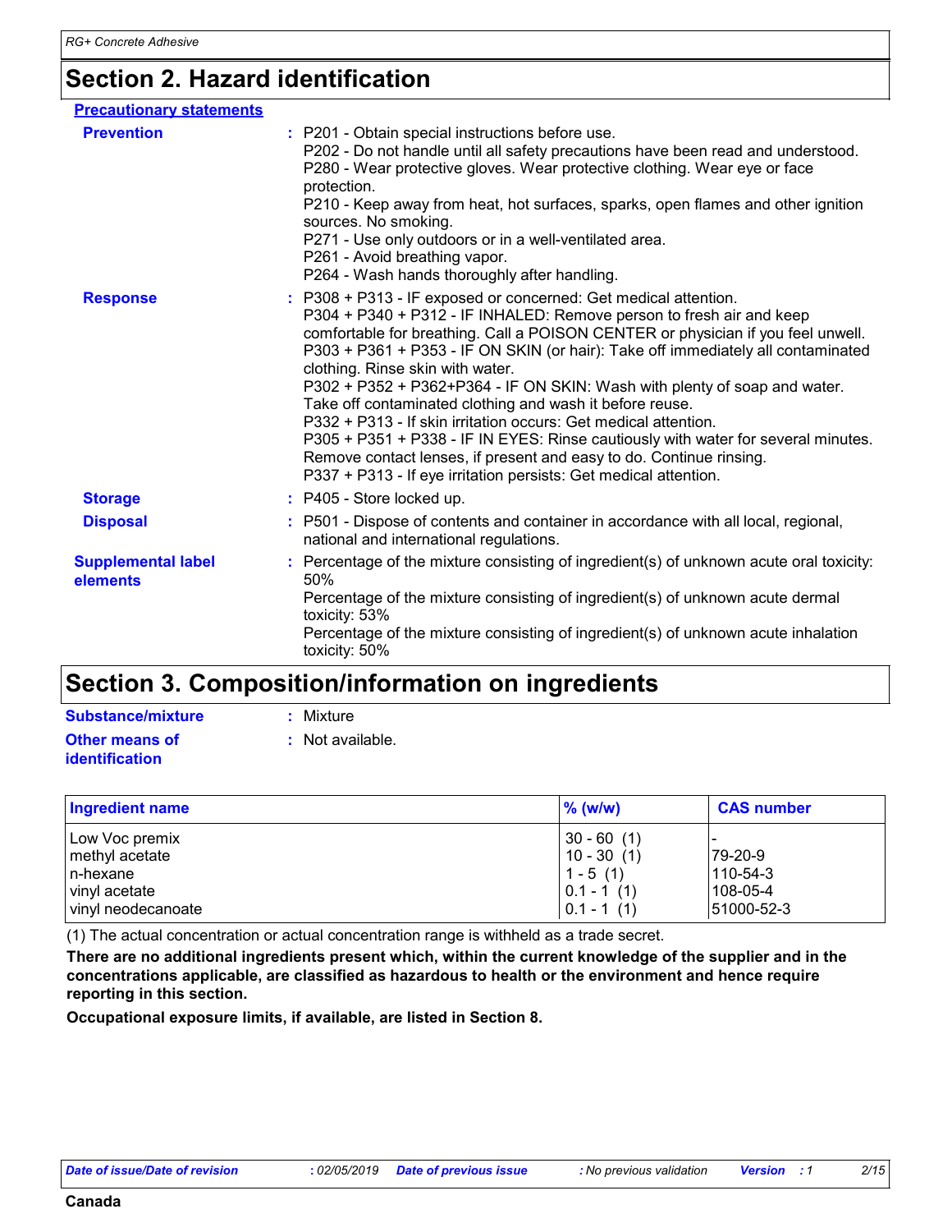## Section 2. Hazard identification

**Precautionary statements**

**Prevention** : P201 - Obtain special instructions before use.
P202 - Do not handle until all safety precautions have been read and understood.
P280 - Wear protective gloves. Wear protective clothing. Wear eye or face protection.
P210 - Keep away from heat, hot surfaces, sparks, open flames and other ignition sources. No smoking.
P271 - Use only outdoors or in a well-ventilated area.
P261 - Avoid breathing vapor.
P264 - Wash hands thoroughly after handling.

**Response** : P308 + P313 - IF exposed or concerned: Get medical attention.
P304 + P340 + P312 - IF INHALED: Remove person to fresh air and keep comfortable for breathing. Call a POISON CENTER or physician if you feel unwell.
P303 + P361 + P353 - IF ON SKIN (or hair): Take off immediately all contaminated clothing. Rinse skin with water.
P302 + P352 + P362+P364 - IF ON SKIN: Wash with plenty of soap and water. Take off contaminated clothing and wash it before reuse.
P332 + P313 - If skin irritation occurs: Get medical attention.
P305 + P351 + P338 - IF IN EYES: Rinse cautiously with water for several minutes. Remove contact lenses, if present and easy to do. Continue rinsing.
P337 + P313 - If eye irritation persists: Get medical attention.

**Storage** : P405 - Store locked up.

**Disposal** : P501 - Dispose of contents and container in accordance with all local, regional, national and international regulations.

**Supplemental label elements** : Percentage of the mixture consisting of ingredient(s) of unknown acute oral toxicity: 50%
Percentage of the mixture consisting of ingredient(s) of unknown acute dermal toxicity: 53%
Percentage of the mixture consisting of ingredient(s) of unknown acute inhalation toxicity: 50%

## Section 3. Composition/information on ingredients

**Substance/mixture** : Mixture

**Other means of identification** : Not available.

| Ingredient name | % (w/w) | CAS number |
|---|---|---|
| Low Voc premix | 30 - 60 (1) | - |
| methyl acetate | 10 - 30 (1) | 79-20-9 |
| n-hexane | 1 - 5 (1) | 110-54-3 |
| vinyl acetate | 0.1 - 1 (1) | 108-05-4 |
| vinyl neodecanoate | 0.1 - 1 (1) | 51000-52-3 |

(1) The actual concentration or actual concentration range is withheld as a trade secret.

**There are no additional ingredients present which, within the current knowledge of the supplier and in the concentrations applicable, are classified as hazardous to health or the environment and hence require reporting in this section.**

**Occupational exposure limits, if available, are listed in Section 8.**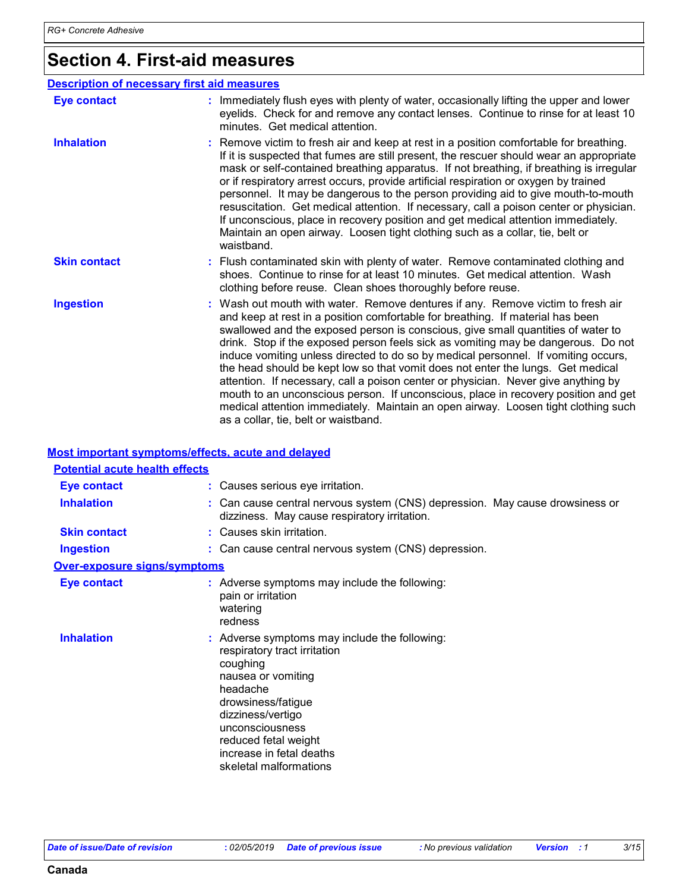# Section 4. First-aid measures

## Description of necessary first aid measures

| | |
|---|---|
| **Eye contact** | Immediately flush eyes with plenty of water, occasionally lifting the upper and lower eyelids. Check for and remove any contact lenses. Continue to rinse for at least 10 minutes. Get medical attention. |
| **Inhalation** | Remove victim to fresh air and keep at rest in a position comfortable for breathing. If it is suspected that fumes are still present, the rescuer should wear an appropriate mask or self-contained breathing apparatus. If not breathing, if breathing is irregular or if respiratory arrest occurs, provide artificial respiration or oxygen by trained personnel. It may be dangerous to the person providing aid to give mouth-to-mouth resuscitation. Get medical attention. If necessary, call a poison center or physician. If unconscious, place in recovery position and get medical attention immediately. Maintain an open airway. Loosen tight clothing such as a collar, tie, belt or waistband. |
| **Skin contact** | Flush contaminated skin with plenty of water. Remove contaminated clothing and shoes. Continue to rinse for at least 10 minutes. Get medical attention. Wash clothing before reuse. Clean shoes thoroughly before reuse. |
| **Ingestion** | Wash out mouth with water. Remove dentures if any. Remove victim to fresh air and keep at rest in a position comfortable for breathing. If material has been swallowed and the exposed person is conscious, give small quantities of water to drink. Stop if the exposed person feels sick as vomiting may be dangerous. Do not induce vomiting unless directed to do so by medical personnel. If vomiting occurs, the head should be kept low so that vomit does not enter the lungs. Get medical attention. If necessary, call a poison center or physician. Never give anything by mouth to an unconscious person. If unconscious, place in recovery position and get medical attention immediately. Maintain an open airway. Loosen tight clothing such as a collar, tie, belt or waistband. |

## Most important symptoms/effects, acute and delayed

### Potential acute health effects

| | |
|---|---|
| **Eye contact** | Causes serious eye irritation. |
| **Inhalation** | Can cause central nervous system (CNS) depression. May cause drowsiness or dizziness. May cause respiratory irritation. |
| **Skin contact** | Causes skin irritation. |
| **Ingestion** | Can cause central nervous system (CNS) depression. |

### Over-exposure signs/symptoms

| | |
|---|---|
| **Eye contact** | Adverse symptoms may include the following:<br>pain or irritation<br>watering<br>redness |
| **Inhalation** | Adverse symptoms may include the following:<br>respiratory tract irritation<br>coughing<br>nausea or vomiting<br>headache<br>drowsiness/fatigue<br>dizziness/vertigo<br>unconsciousness<br>reduced fetal weight<br>increase in fetal deaths<br>skeletal malformations |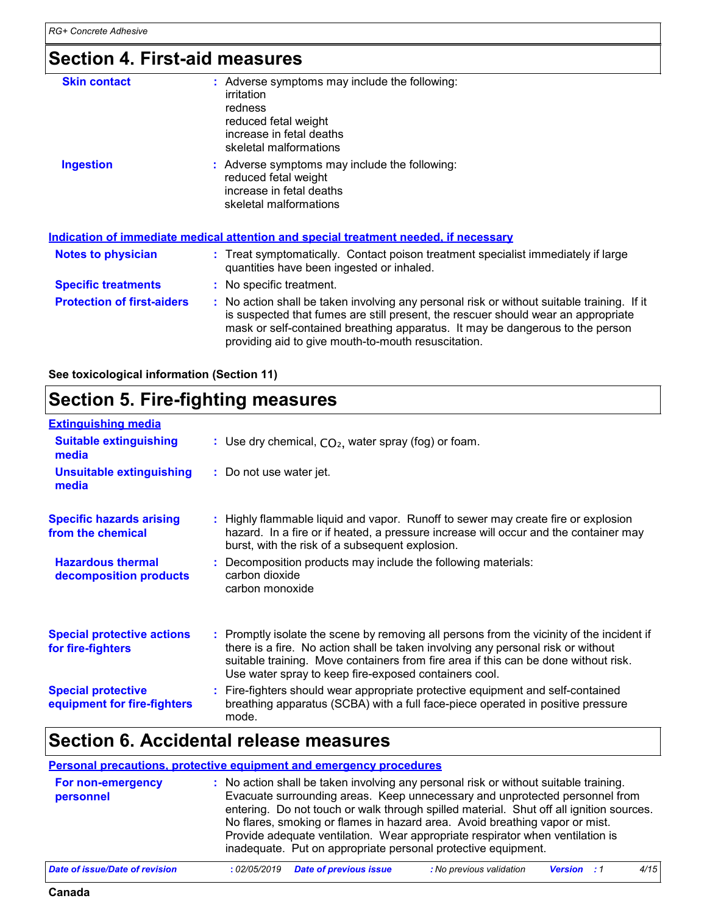## Section 4. First-aid measures

**Skin contact** : Adverse symptoms may include the following:
irritation
redness
reduced fetal weight
increase in fetal deaths
skeletal malformations

**Ingestion** : Adverse symptoms may include the following:
reduced fetal weight
increase in fetal deaths
skeletal malformations

### Indication of immediate medical attention and special treatment needed, if necessary

**Notes to physician** : Treat symptomatically. Contact poison treatment specialist immediately if large quantities have been ingested or inhaled.

**Specific treatments** : No specific treatment.

**Protection of first-aiders** : No action shall be taken involving any personal risk or without suitable training. If it is suspected that fumes are still present, the rescuer should wear an appropriate mask or self-contained breathing apparatus. It may be dangerous to the person providing aid to give mouth-to-mouth resuscitation.

**See toxicological information (Section 11)**

## Section 5. Fire-fighting measures

### Extinguishing media

**Suitable extinguishing media** : Use dry chemical, $CO_2$, water spray (fog) or foam.

**Unsuitable extinguishing media** : Do not use water jet.

**Specific hazards arising from the chemical** : Highly flammable liquid and vapor. Runoff to sewer may create fire or explosion hazard. In a fire or if heated, a pressure increase will occur and the container may burst, with the risk of a subsequent explosion.

**Hazardous thermal decomposition products** : Decomposition products may include the following materials:
carbon dioxide
carbon monoxide

**Special protective actions for fire-fighters** : Promptly isolate the scene by removing all persons from the vicinity of the incident if there is a fire. No action shall be taken involving any personal risk or without suitable training. Move containers from fire area if this can be done without risk. Use water spray to keep fire-exposed containers cool.

**Special protective equipment for fire-fighters** : Fire-fighters should wear appropriate protective equipment and self-contained breathing apparatus (SCBA) with a full face-piece operated in positive pressure mode.

## Section 6. Accidental release measures

### Personal precautions, protective equipment and emergency procedures

**For non-emergency personnel** : No action shall be taken involving any personal risk or without suitable training. Evacuate surrounding areas. Keep unnecessary and unprotected personnel from entering. Do not touch or walk through spilled material. Shut off all ignition sources. No flares, smoking or flames in hazard area. Avoid breathing vapor or mist. Provide adequate ventilation. Wear appropriate respirator when ventilation is inadequate. Put on appropriate personal protective equipment.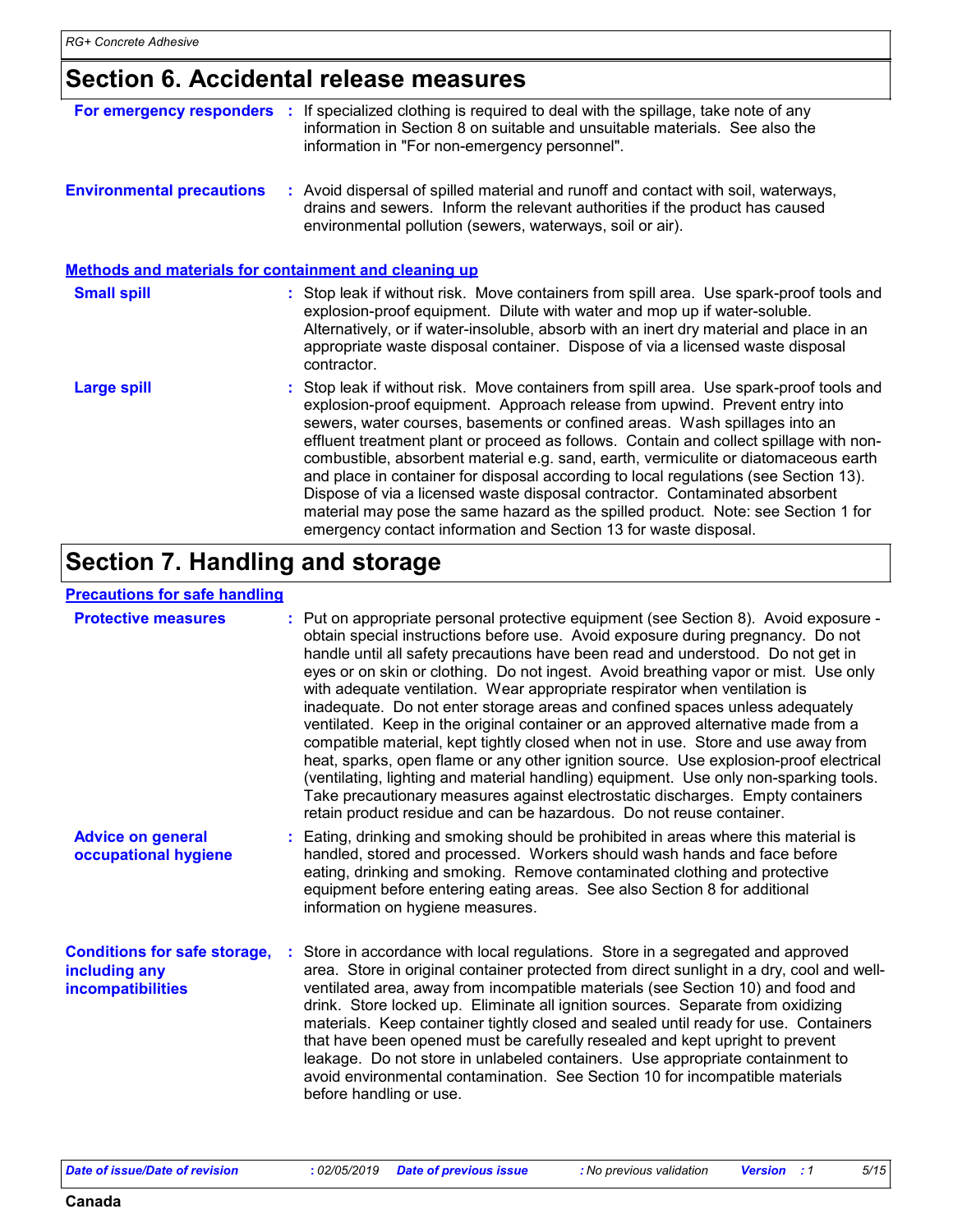# Section 6. Accidental release measures

**For emergency responders** : If specialized clothing is required to deal with the spillage, take note of any information in Section 8 on suitable and unsuitable materials. See also the information in "For non-emergency personnel".

**Environmental precautions** : Avoid dispersal of spilled material and runoff and contact with soil, waterways, drains and sewers. Inform the relevant authorities if the product has caused environmental pollution (sewers, waterways, soil or air).

## Methods and materials for containment and cleaning up

**Small spill** : Stop leak if without risk. Move containers from spill area. Use spark-proof tools and explosion-proof equipment. Dilute with water and mop up if water-soluble. Alternatively, or if water-insoluble, absorb with an inert dry material and place in an appropriate waste disposal container. Dispose of via a licensed waste disposal contractor.

**Large spill** : Stop leak if without risk. Move containers from spill area. Use spark-proof tools and explosion-proof equipment. Approach release from upwind. Prevent entry into sewers, water courses, basements or confined areas. Wash spillages into an effluent treatment plant or proceed as follows. Contain and collect spillage with non-combustible, absorbent material e.g. sand, earth, vermiculite or diatomaceous earth and place in container for disposal according to local regulations (see Section 13). Dispose of via a licensed waste disposal contractor. Contaminated absorbent material may pose the same hazard as the spilled product. Note: see Section 1 for emergency contact information and Section 13 for waste disposal.

# Section 7. Handling and storage

## Precautions for safe handling

**Protective measures** : Put on appropriate personal protective equipment (see Section 8). Avoid exposure - obtain special instructions before use. Avoid exposure during pregnancy. Do not handle until all safety precautions have been read and understood. Do not get in eyes or on skin or clothing. Do not ingest. Avoid breathing vapor or mist. Use only with adequate ventilation. Wear appropriate respirator when ventilation is inadequate. Do not enter storage areas and confined spaces unless adequately ventilated. Keep in the original container or an approved alternative made from a compatible material, kept tightly closed when not in use. Store and use away from heat, sparks, open flame or any other ignition source. Use explosion-proof electrical (ventilating, lighting and material handling) equipment. Use only non-sparking tools. Take precautionary measures against electrostatic discharges. Empty containers retain product residue and can be hazardous. Do not reuse container.

**Advice on general occupational hygiene** : Eating, drinking and smoking should be prohibited in areas where this material is handled, stored and processed. Workers should wash hands and face before eating, drinking and smoking. Remove contaminated clothing and protective equipment before entering eating areas. See also Section 8 for additional information on hygiene measures.

**Conditions for safe storage, including any incompatibilities** : Store in accordance with local regulations. Store in a segregated and approved area. Store in original container protected from direct sunlight in a dry, cool and well-ventilated area, away from incompatible materials (see Section 10) and food and drink. Store locked up. Eliminate all ignition sources. Separate from oxidizing materials. Keep container tightly closed and sealed until ready for use. Containers that have been opened must be carefully resealed and kept upright to prevent leakage. Do not store in unlabeled containers. Use appropriate containment to avoid environmental contamination. See Section 10 for incompatible materials before handling or use.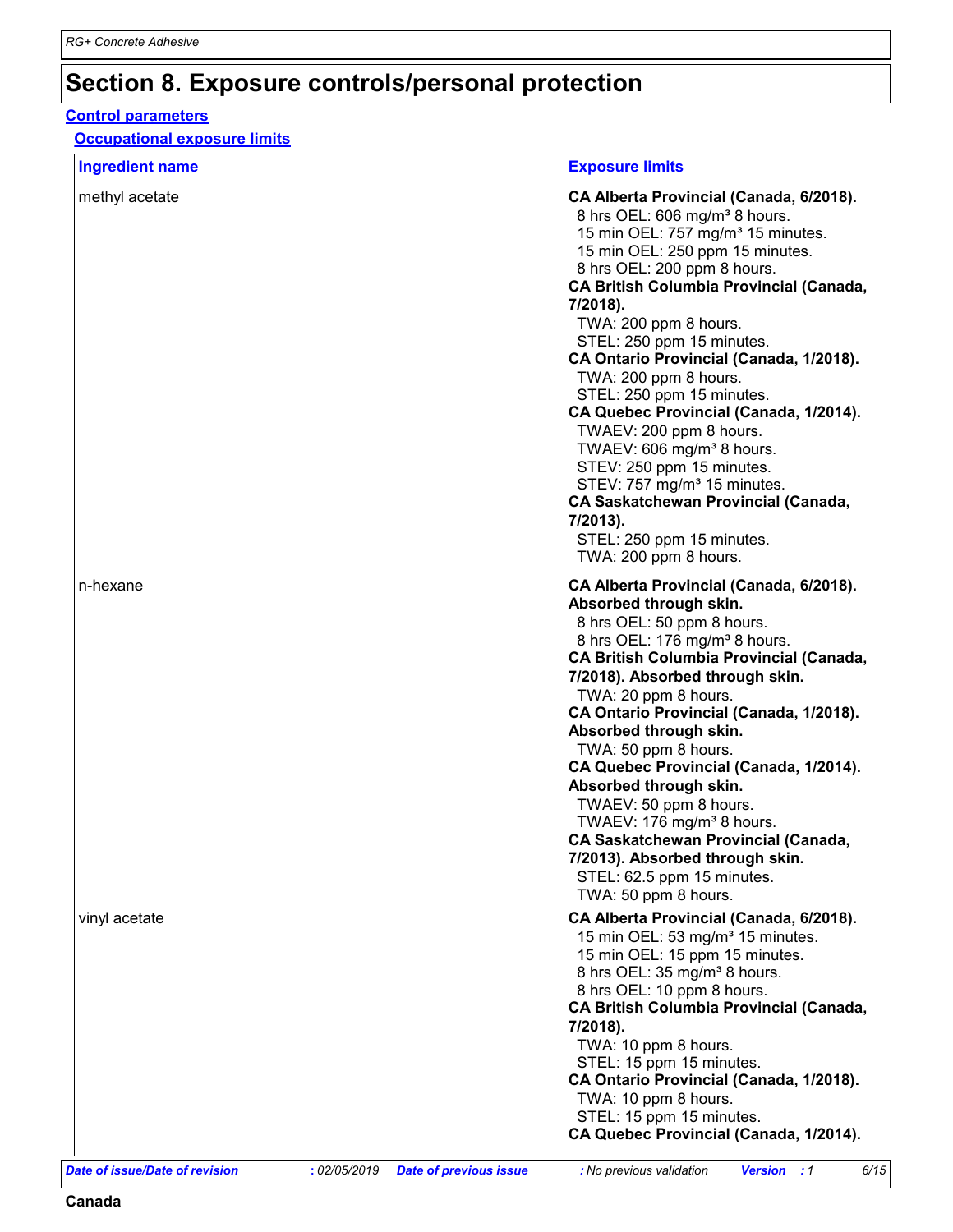# Section 8. Exposure controls/personal protection

## Control parameters

### Occupational exposure limits

| Ingredient name | Exposure limits |
|---|---|
| methyl acetate | **CA Alberta Provincial (Canada, 6/2018).**<br>8 hrs OEL: 606 mg/m³ 8 hours.<br>15 min OEL: 757 mg/m³ 15 minutes.<br>15 min OEL: 250 ppm 15 minutes.<br>8 hrs OEL: 200 ppm 8 hours.<br>**CA British Columbia Provincial (Canada, 7/2018).**<br>TWA: 200 ppm 8 hours.<br>STEL: 250 ppm 15 minutes.<br>**CA Ontario Provincial (Canada, 1/2018).**<br>TWA: 200 ppm 8 hours.<br>STEL: 250 ppm 15 minutes.<br>**CA Quebec Provincial (Canada, 1/2014).**<br>TWAEV: 200 ppm 8 hours.<br>TWAEV: 606 mg/m³ 8 hours.<br>STEV: 250 ppm 15 minutes.<br>STEV: 757 mg/m³ 15 minutes.<br>**CA Saskatchewan Provincial (Canada, 7/2013).**<br>STEL: 250 ppm 15 minutes.<br>TWA: 200 ppm 8 hours. |
| n-hexane | **CA Alberta Provincial (Canada, 6/2018). Absorbed through skin.**<br>8 hrs OEL: 50 ppm 8 hours.<br>8 hrs OEL: 176 mg/m³ 8 hours.<br>**CA British Columbia Provincial (Canada, 7/2018). Absorbed through skin.**<br>TWA: 20 ppm 8 hours.<br>**CA Ontario Provincial (Canada, 1/2018). Absorbed through skin.**<br>TWA: 50 ppm 8 hours.<br>**CA Quebec Provincial (Canada, 1/2014). Absorbed through skin.**<br>TWAEV: 50 ppm 8 hours.<br>TWAEV: 176 mg/m³ 8 hours.<br>**CA Saskatchewan Provincial (Canada, 7/2013). Absorbed through skin.**<br>STEL: 62.5 ppm 15 minutes.<br>TWA: 50 ppm 8 hours. |
| vinyl acetate | **CA Alberta Provincial (Canada, 6/2018).**<br>15 min OEL: 53 mg/m³ 15 minutes.<br>15 min OEL: 15 ppm 15 minutes.<br>8 hrs OEL: 35 mg/m³ 8 hours.<br>8 hrs OEL: 10 ppm 8 hours.<br>**CA British Columbia Provincial (Canada, 7/2018).**<br>TWA: 10 ppm 8 hours.<br>STEL: 15 ppm 15 minutes.<br>**CA Ontario Provincial (Canada, 1/2018).**<br>TWA: 10 ppm 8 hours.<br>STEL: 15 ppm 15 minutes.<br>**CA Quebec Provincial (Canada, 1/2014).** |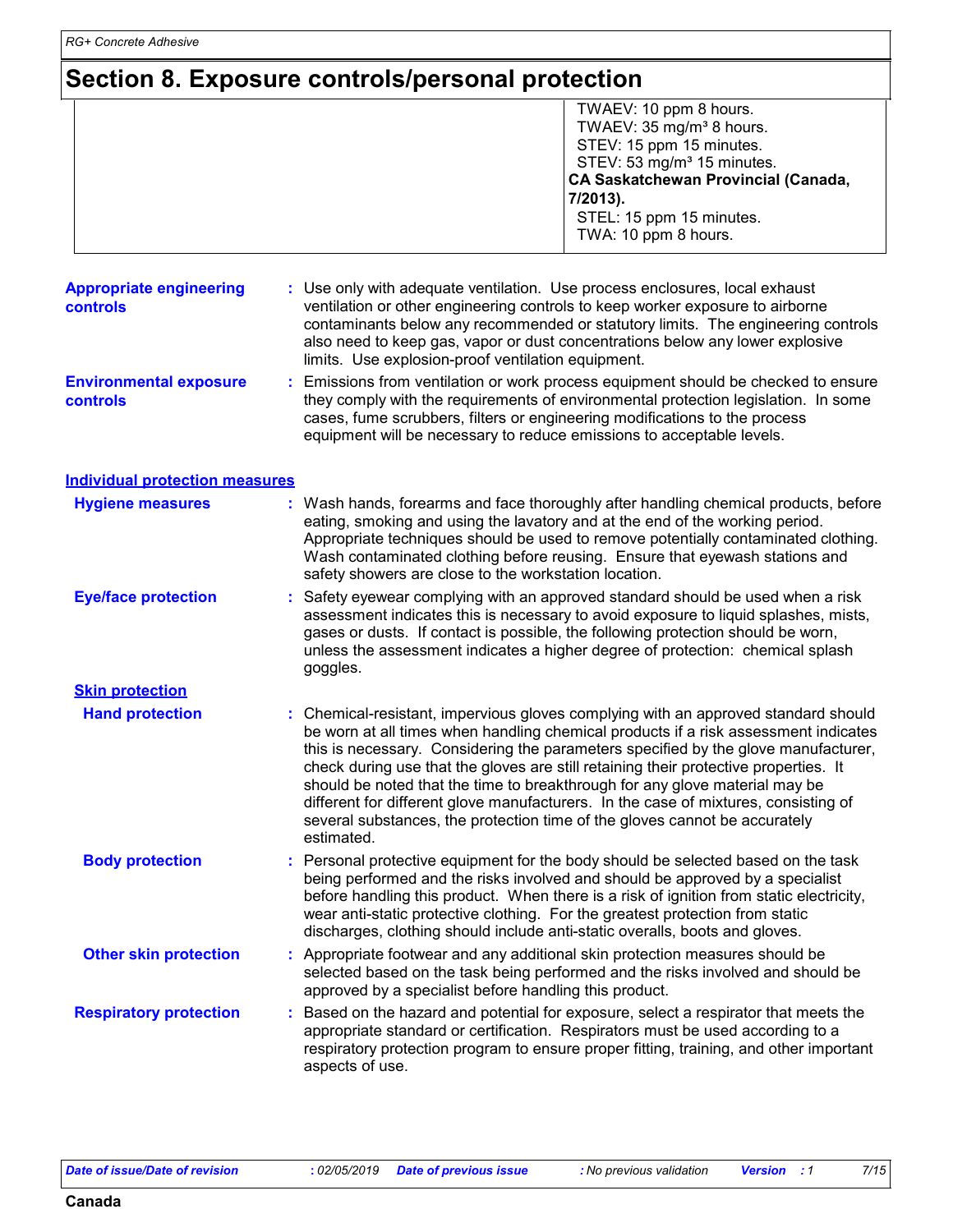## Section 8. Exposure controls/personal protection

| | |
|---|---|
| | TWAEV: 10 ppm 8 hours.<br>TWAEV: 35 mg/m³ 8 hours.<br>STEV: 15 ppm 15 minutes.<br>STEV: 53 mg/m³ 15 minutes.<br>**CA Saskatchewan Provincial (Canada, 7/2013).**<br>STEL: 15 ppm 15 minutes.<br>TWA: 10 ppm 8 hours. |

**Appropriate engineering controls** : Use only with adequate ventilation. Use process enclosures, local exhaust ventilation or other engineering controls to keep worker exposure to airborne contaminants below any recommended or statutory limits. The engineering controls also need to keep gas, vapor or dust concentrations below any lower explosive limits. Use explosion-proof ventilation equipment.

**Environmental exposure controls** : Emissions from ventilation or work process equipment should be checked to ensure they comply with the requirements of environmental protection legislation. In some cases, fume scrubbers, filters or engineering modifications to the process equipment will be necessary to reduce emissions to acceptable levels.

### Individual protection measures

**Hygiene measures** : Wash hands, forearms and face thoroughly after handling chemical products, before eating, smoking and using the lavatory and at the end of the working period. Appropriate techniques should be used to remove potentially contaminated clothing. Wash contaminated clothing before reusing. Ensure that eyewash stations and safety showers are close to the workstation location.

**Eye/face protection** : Safety eyewear complying with an approved standard should be used when a risk assessment indicates this is necessary to avoid exposure to liquid splashes, mists, gases or dusts. If contact is possible, the following protection should be worn, unless the assessment indicates a higher degree of protection: chemical splash goggles.

#### Skin protection

**Hand protection** : Chemical-resistant, impervious gloves complying with an approved standard should be worn at all times when handling chemical products if a risk assessment indicates this is necessary. Considering the parameters specified by the glove manufacturer, check during use that the gloves are still retaining their protective properties. It should be noted that the time to breakthrough for any glove material may be different for different glove manufacturers. In the case of mixtures, consisting of several substances, the protection time of the gloves cannot be accurately estimated.

**Body protection** : Personal protective equipment for the body should be selected based on the task being performed and the risks involved and should be approved by a specialist before handling this product. When there is a risk of ignition from static electricity, wear anti-static protective clothing. For the greatest protection from static discharges, clothing should include anti-static overalls, boots and gloves.

**Other skin protection** : Appropriate footwear and any additional skin protection measures should be selected based on the task being performed and the risks involved and should be approved by a specialist before handling this product.

**Respiratory protection** : Based on the hazard and potential for exposure, select a respirator that meets the appropriate standard or certification. Respirators must be used according to a respiratory protection program to ensure proper fitting, training, and other important aspects of use.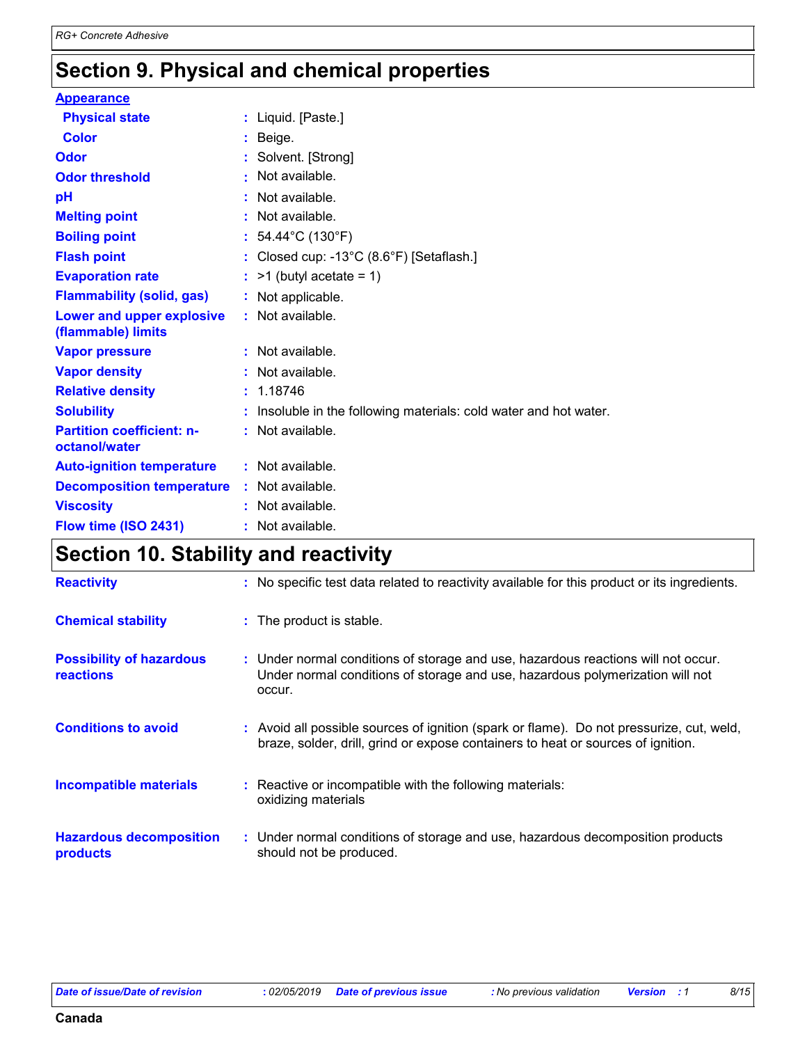# Section 9. Physical and chemical properties

**Appearance**

| | | |
|---|---|---|
| **Physical state** | : | Liquid. [Paste.] |
| **Color** | : | Beige. |
| **Odor** | : | Solvent. [Strong] |
| **Odor threshold** | : | Not available. |
| **pH** | : | Not available. |
| **Melting point** | : | Not available. |
| **Boiling point** | : | 54.44°C (130°F) |
| **Flash point** | : | Closed cup: -13°C (8.6°F) [Setaflash.] |
| **Evaporation rate** | : | >1 (butyl acetate = 1) |
| **Flammability (solid, gas)** | : | Not applicable. |
| **Lower and upper explosive (flammable) limits** | : | Not available. |
| **Vapor pressure** | : | Not available. |
| **Vapor density** | : | Not available. |
| **Relative density** | : | 1.18746 |
| **Solubility** | : | Insoluble in the following materials: cold water and hot water. |
| **Partition coefficient: n-octanol/water** | : | Not available. |
| **Auto-ignition temperature** | : | Not available. |
| **Decomposition temperature** | : | Not available. |
| **Viscosity** | : | Not available. |
| **Flow time (ISO 2431)** | : | Not available. |

# Section 10. Stability and reactivity

| | | |
|---|---|---|
| **Reactivity** | : | No specific test data related to reactivity available for this product or its ingredients. |
| **Chemical stability** | : | The product is stable. |
| **Possibility of hazardous reactions** | : | Under normal conditions of storage and use, hazardous reactions will not occur. Under normal conditions of storage and use, hazardous polymerization will not occur. |
| **Conditions to avoid** | : | Avoid all possible sources of ignition (spark or flame). Do not pressurize, cut, weld, braze, solder, drill, grind or expose containers to heat or sources of ignition. |
| **Incompatible materials** | : | Reactive or incompatible with the following materials: oxidizing materials |
| **Hazardous decomposition products** | : | Under normal conditions of storage and use, hazardous decomposition products should not be produced. |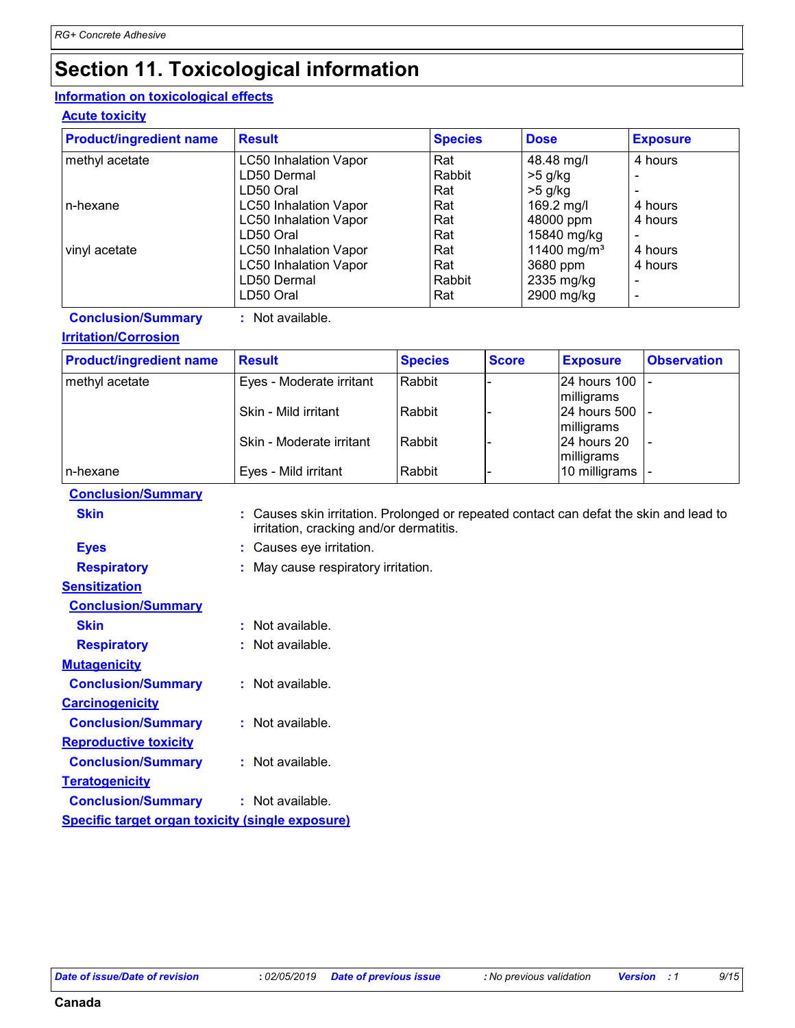# Section 11. Toxicological information

## Information on toxicological effects

### Acute toxicity

| Product/ingredient name | Result | Species | Dose | Exposure |
|---|---|---|---|---|
| methyl acetate | LC50 Inhalation Vapor | Rat | 48.48 mg/l | 4 hours |
| | LD50 Dermal | Rabbit | >5 g/kg | - |
| | LD50 Oral | Rat | >5 g/kg | - |
| n-hexane | LC50 Inhalation Vapor | Rat | 169.2 mg/l | 4 hours |
| | LC50 Inhalation Vapor | Rat | 48000 ppm | 4 hours |
| | LD50 Oral | Rat | 15840 mg/kg | - |
| vinyl acetate | LC50 Inhalation Vapor | Rat | 11400 mg/m³ | 4 hours |
| | LC50 Inhalation Vapor | Rat | 3680 ppm | 4 hours |
| | LD50 Dermal | Rabbit | 2335 mg/kg | - |
| | LD50 Oral | Rat | 2900 mg/kg | - |

**Conclusion/Summary** : Not available.

### Irritation/Corrosion

| Product/ingredient name | Result | Species | Score | Exposure | Observation |
|---|---|---|---|---|---|
| methyl acetate | Eyes - Moderate irritant | Rabbit | - | 24 hours 100 milligrams | - |
| | Skin - Mild irritant | Rabbit | - | 24 hours 500 milligrams | - |
| | Skin - Moderate irritant | Rabbit | - | 24 hours 20 milligrams | - |
| n-hexane | Eyes - Mild irritant | Rabbit | - | 10 milligrams | - |

**Conclusion/Summary**

**Skin** : Causes skin irritation. Prolonged or repeated contact can defat the skin and lead to irritation, cracking and/or dermatitis.

**Eyes** : Causes eye irritation.

**Respiratory** : May cause respiratory irritation.

### Sensitization

**Conclusion/Summary**

**Skin** : Not available.

**Respiratory** : Not available.

### Mutagenicity

**Conclusion/Summary** : Not available.

### Carcinogenicity

**Conclusion/Summary** : Not available.

### Reproductive toxicity

**Conclusion/Summary** : Not available.

### Teratogenicity

**Conclusion/Summary** : Not available.

### Specific target organ toxicity (single exposure)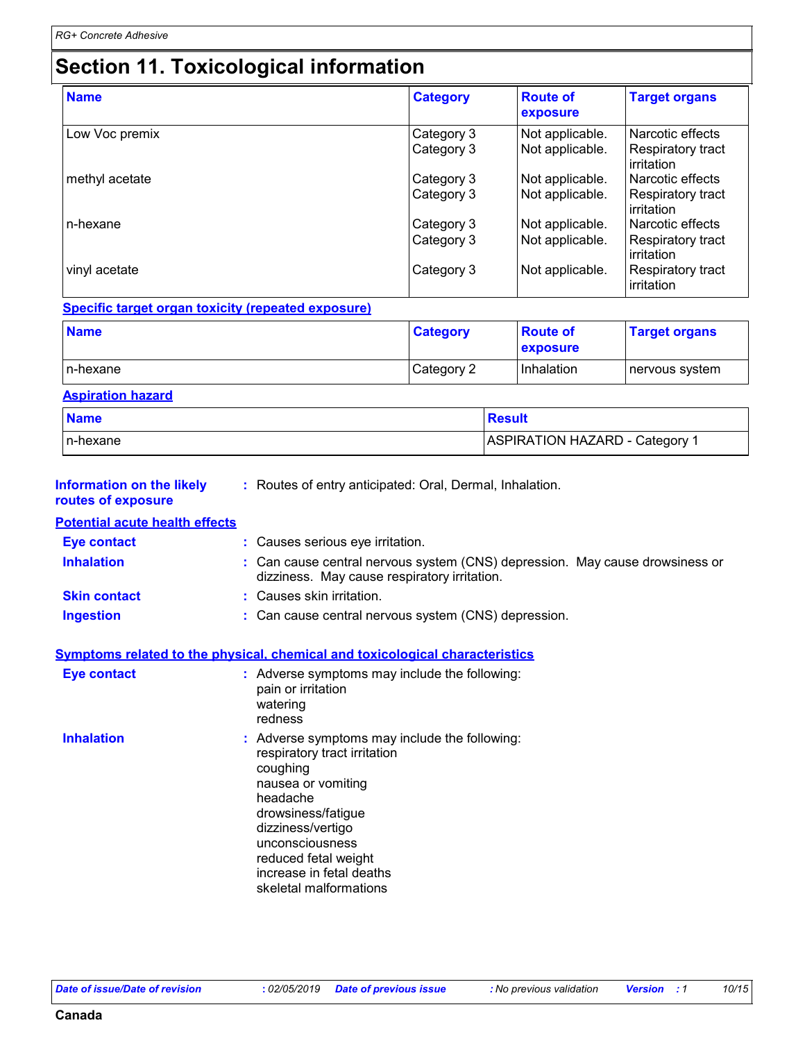# Section 11. Toxicological information

| Name | Category | Route of exposure | Target organs |
|---|---|---|---|
| Low Voc premix | Category 3 | Not applicable. | Narcotic effects |
| | Category 3 | Not applicable. | Respiratory tract irritation |
| methyl acetate | Category 3 | Not applicable. | Narcotic effects |
| | Category 3 | Not applicable. | Respiratory tract irritation |
| n-hexane | Category 3 | Not applicable. | Narcotic effects |
| | Category 3 | Not applicable. | Respiratory tract irritation |
| vinyl acetate | Category 3 | Not applicable. | Respiratory tract irritation |

**Specific target organ toxicity (repeated exposure)**

| Name | Category | Route of exposure | Target organs |
|---|---|---|---|
| n-hexane | Category 2 | Inhalation | nervous system |

**Aspiration hazard**

| Name | Result |
|---|---|
| n-hexane | ASPIRATION HAZARD - Category 1 |

**Information on the likely routes of exposure** : Routes of entry anticipated: Oral, Dermal, Inhalation.

**Potential acute health effects**

**Eye contact** : Causes serious eye irritation.

**Inhalation** : Can cause central nervous system (CNS) depression. May cause drowsiness or dizziness. May cause respiratory irritation.

**Skin contact** : Causes skin irritation.

**Ingestion** : Can cause central nervous system (CNS) depression.

**Symptoms related to the physical, chemical and toxicological characteristics**

**Eye contact** : Adverse symptoms may include the following:
pain or irritation
watering
redness

**Inhalation** : Adverse symptoms may include the following:
respiratory tract irritation
coughing
nausea or vomiting
headache
drowsiness/fatigue
dizziness/vertigo
unconsciousness
reduced fetal weight
increase in fetal deaths
skeletal malformations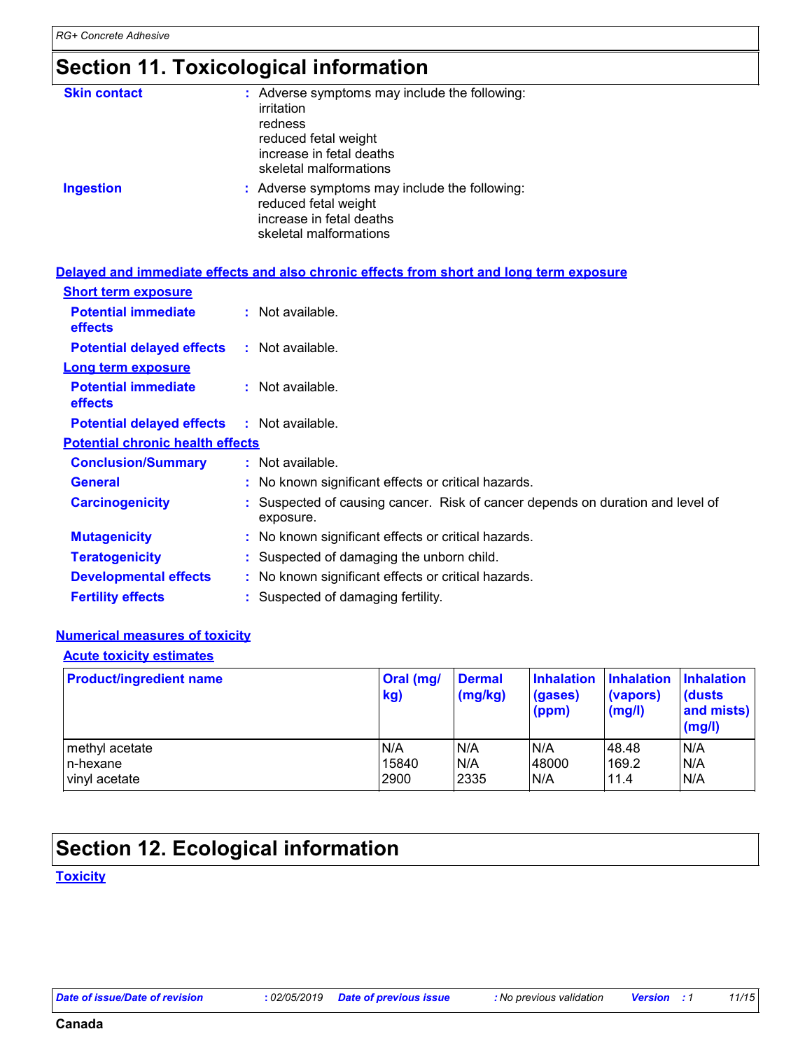# Section 11. Toxicological information

**Skin contact** : Adverse symptoms may include the following:
irritation
redness
reduced fetal weight
increase in fetal deaths
skeletal malformations

**Ingestion** : Adverse symptoms may include the following:
reduced fetal weight
increase in fetal deaths
skeletal malformations

## Delayed and immediate effects and also chronic effects from short and long term exposure

### Short term exposure

**Potential immediate effects** : Not available.

**Potential delayed effects** : Not available.

### Long term exposure

**Potential immediate effects** : Not available.

**Potential delayed effects** : Not available.

### Potential chronic health effects

**Conclusion/Summary** : Not available.

**General** : No known significant effects or critical hazards.

**Carcinogenicity** : Suspected of causing cancer. Risk of cancer depends on duration and level of exposure.

**Mutagenicity** : No known significant effects or critical hazards.

**Teratogenicity** : Suspected of damaging the unborn child.

**Developmental effects** : No known significant effects or critical hazards.

**Fertility effects** : Suspected of damaging fertility.

## Numerical measures of toxicity

### Acute toxicity estimates

| Product/ingredient name | Oral (mg/kg) | Dermal (mg/kg) | Inhalation (gases) (ppm) | Inhalation (vapors) (mg/l) | Inhalation (dusts and mists) (mg/l) |
|---|---|---|---|---|---|
| methyl acetate | N/A | N/A | N/A | 48.48 | N/A |
| n-hexane | 15840 | N/A | 48000 | 169.2 | N/A |
| vinyl acetate | 2900 | 2335 | N/A | 11.4 | N/A |

# Section 12. Ecological information

## Toxicity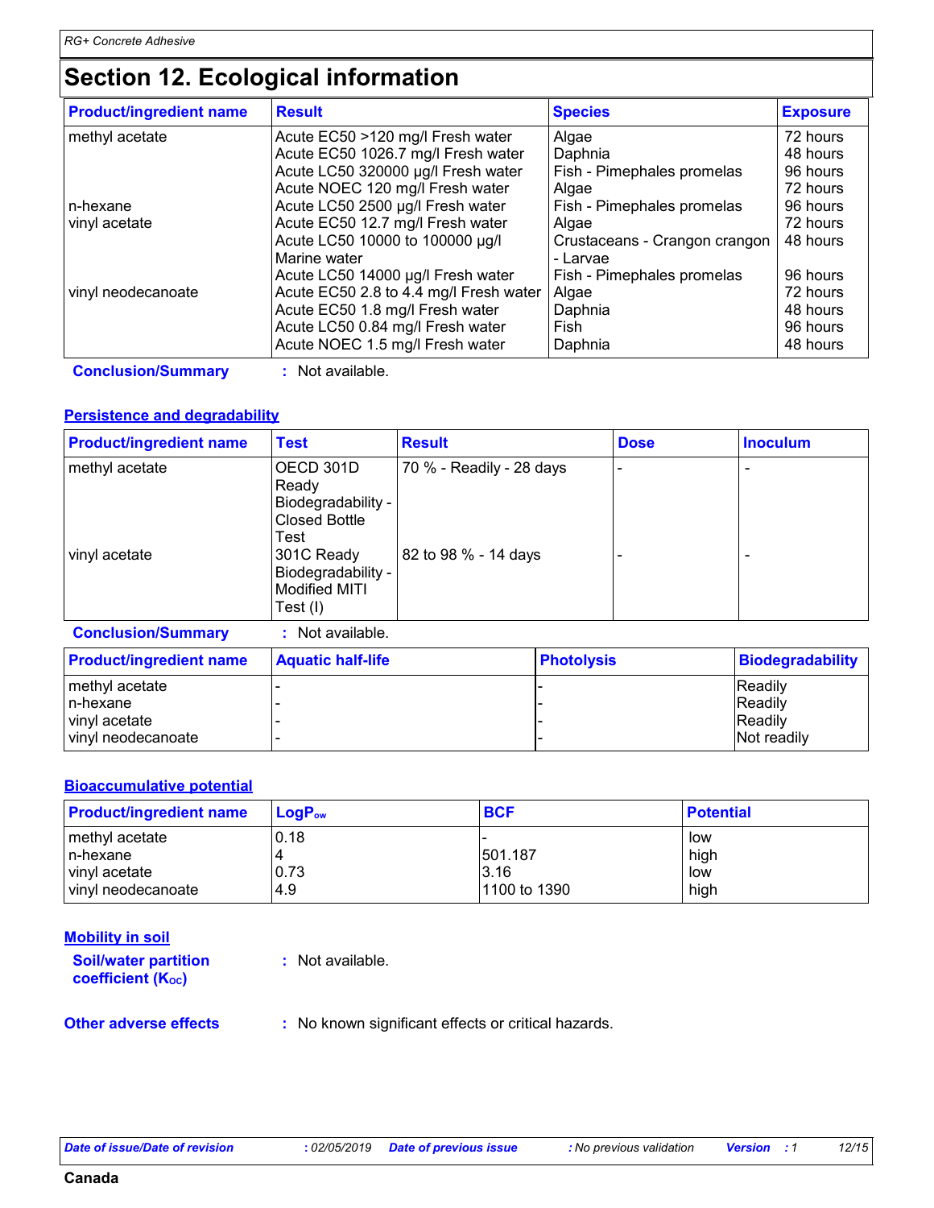# Section 12. Ecological information

| Product/ingredient name | Result | Species | Exposure |
|---|---|---|---|
| methyl acetate | Acute EC50 >120 mg/l Fresh water | Algae | 72 hours |
| | Acute EC50 1026.7 mg/l Fresh water | Daphnia | 48 hours |
| | Acute LC50 320000 µg/l Fresh water | Fish - Pimephales promelas | 96 hours |
| | Acute NOEC 120 mg/l Fresh water | Algae | 72 hours |
| n-hexane | Acute LC50 2500 µg/l Fresh water | Fish - Pimephales promelas | 96 hours |
| vinyl acetate | Acute EC50 12.7 mg/l Fresh water | Algae | 72 hours |
| | Acute LC50 10000 to 100000 µg/l Marine water | Crustaceans - Crangon crangon - Larvae | 48 hours |
| | Acute LC50 14000 µg/l Fresh water | Fish - Pimephales promelas | 96 hours |
| vinyl neodecanoate | Acute EC50 2.8 to 4.4 mg/l Fresh water | Algae | 72 hours |
| | Acute EC50 1.8 mg/l Fresh water | Daphnia | 48 hours |
| | Acute LC50 0.84 mg/l Fresh water | Fish | 96 hours |
| | Acute NOEC 1.5 mg/l Fresh water | Daphnia | 48 hours |

**Conclusion/Summary** : Not available.

## Persistence and degradability

| Product/ingredient name | Test | Result | Dose | Inoculum |
|---|---|---|---|---|
| methyl acetate | OECD 301D Ready Biodegradability - Closed Bottle Test | 70 % - Readily - 28 days | - | - |
| vinyl acetate | 301C Ready Biodegradability - Modified MITI Test (I) | 82 to 98 % - 14 days | - | - |

**Conclusion/Summary** : Not available.

| Product/ingredient name | Aquatic half-life | Photolysis | Biodegradability |
|---|---|---|---|
| methyl acetate | - | - | Readily |
| n-hexane | - | - | Readily |
| vinyl acetate | - | - | Readily |
| vinyl neodecanoate | - | - | Not readily |

## Bioaccumulative potential

| Product/ingredient name | $LogP_{ow}$ | BCF | Potential |
|---|---|---|---|
| methyl acetate | 0.18 | - | low |
| n-hexane | 4 | 501.187 | high |
| vinyl acetate | 0.73 | 3.16 | low |
| vinyl neodecanoate | 4.9 | 1100 to 1390 | high |

## Mobility in soil

**Soil/water partition coefficient ($K_{OC}$)** : Not available.

**Other adverse effects** : No known significant effects or critical hazards.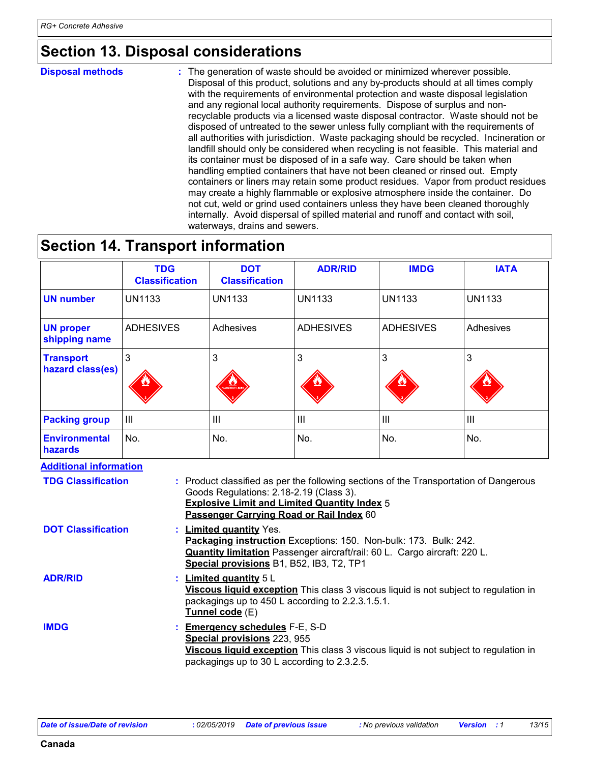## Section 13. Disposal considerations

**Disposal methods** : The generation of waste should be avoided or minimized wherever possible. Disposal of this product, solutions and any by-products should at all times comply with the requirements of environmental protection and waste disposal legislation and any regional local authority requirements. Dispose of surplus and non-recyclable products via a licensed waste disposal contractor. Waste should not be disposed of untreated to the sewer unless fully compliant with the requirements of all authorities with jurisdiction. Waste packaging should be recycled. Incineration or landfill should only be considered when recycling is not feasible. This material and its container must be disposed of in a safe way. Care should be taken when handling emptied containers that have not been cleaned or rinsed out. Empty containers or liners may retain some product residues. Vapor from product residues may create a highly flammable or explosive atmosphere inside the container. Do not cut, weld or grind used containers unless they have been cleaned thoroughly internally. Avoid dispersal of spilled material and runoff and contact with soil, waterways, drains and sewers.

## Section 14. Transport information

| | TDG Classification | DOT Classification | ADR/RID | IMDG | IATA |
|---|---|---|---|---|---|
| **UN number** | UN1133 | UN1133 | UN1133 | UN1133 | UN1133 |
| **UN proper shipping name** | ADHESIVES | Adhesives | ADHESIVES | ADHESIVES | Adhesives |
| **Transport hazard class(es)** | 3 | 3 | 3 | 3 | 3 |
| **Packing group** | III | III | III | III | III |
| **Environmental hazards** | No. | No. | No. | No. | No. |

**Additional information**

**TDG Classification** : Product classified as per the following sections of the Transportation of Dangerous Goods Regulations: 2.18-2.19 (Class 3).
**Explosive Limit and Limited Quantity Index** 5
**Passenger Carrying Road or Rail Index** 60

**DOT Classification** : **Limited quantity** Yes.
**Packaging instruction** Exceptions: 150. Non-bulk: 173. Bulk: 242.
**Quantity limitation** Passenger aircraft/rail: 60 L. Cargo aircraft: 220 L.
**Special provisions** B1, B52, IB3, T2, TP1

**ADR/RID** : **Limited quantity** 5 L
**Viscous liquid exception** This class 3 viscous liquid is not subject to regulation in packagings up to 450 L according to 2.2.3.1.5.1.
**Tunnel code** (E)

**IMDG** : **Emergency schedules** F-E, S-D
**Special provisions** 223, 955
**Viscous liquid exception** This class 3 viscous liquid is not subject to regulation in packagings up to 30 L according to 2.3.2.5.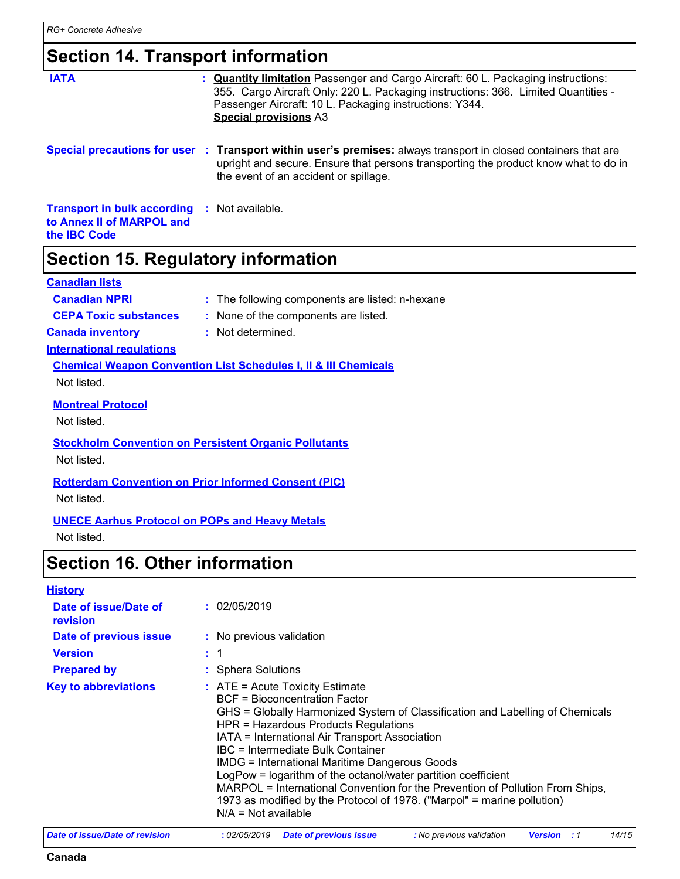## Section 14. Transport information

**IATA** : **Quantity limitation** Passenger and Cargo Aircraft: 60 L. Packaging instructions: 355. Cargo Aircraft Only: 220 L. Packaging instructions: 366. Limited Quantities - Passenger Aircraft: 10 L. Packaging instructions: Y344.
**Special provisions** A3

**Special precautions for user** : **Transport within user's premises:** always transport in closed containers that are upright and secure. Ensure that persons transporting the product know what to do in the event of an accident or spillage.

**Transport in bulk according to Annex II of MARPOL and the IBC Code** : Not available.

## Section 15. Regulatory information

**Canadian lists**

**Canadian NPRI** : The following components are listed: n-hexane

**CEPA Toxic substances** : None of the components are listed.

**Canada inventory** : Not determined.

**International regulations**

**Chemical Weapon Convention List Schedules I, II & III Chemicals**

Not listed.

**Montreal Protocol**

Not listed.

**Stockholm Convention on Persistent Organic Pollutants**

Not listed.

**Rotterdam Convention on Prior Informed Consent (PIC)**

Not listed.

**UNECE Aarhus Protocol on POPs and Heavy Metals**

Not listed.

## Section 16. Other information

**History**

**Date of issue/Date of revision** : 02/05/2019

**Date of previous issue** : No previous validation

**Version** : 1

**Prepared by** : Sphera Solutions

**Key to abbreviations** : ATE = Acute Toxicity Estimate
BCF = Bioconcentration Factor
GHS = Globally Harmonized System of Classification and Labelling of Chemicals
HPR = Hazardous Products Regulations
IATA = International Air Transport Association
IBC = Intermediate Bulk Container
IMDG = International Maritime Dangerous Goods
LogPow = logarithm of the octanol/water partition coefficient
MARPOL = International Convention for the Prevention of Pollution From Ships, 1973 as modified by the Protocol of 1978. ("Marpol" = marine pollution)
N/A = Not available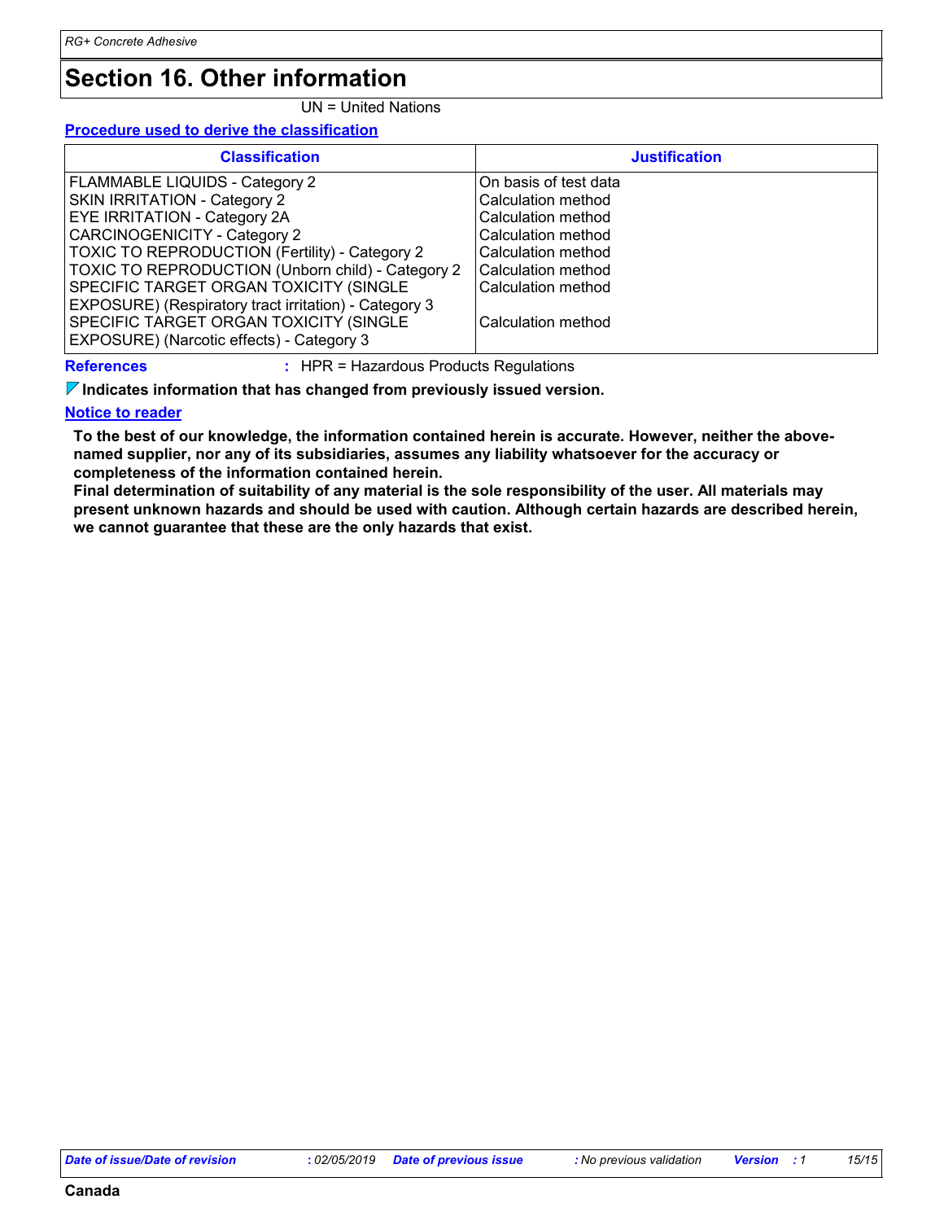# Section 16. Other information

UN = United Nations

**Procedure used to derive the classification**

| Classification | Justification |
|---|---|
| FLAMMABLE LIQUIDS - Category 2 | On basis of test data |
| SKIN IRRITATION - Category 2 | Calculation method |
| EYE IRRITATION - Category 2A | Calculation method |
| CARCINOGENICITY - Category 2 | Calculation method |
| TOXIC TO REPRODUCTION (Fertility) - Category 2 | Calculation method |
| TOXIC TO REPRODUCTION (Unborn child) - Category 2 | Calculation method |
| SPECIFIC TARGET ORGAN TOXICITY (SINGLE EXPOSURE) (Respiratory tract irritation) - Category 3 | Calculation method |
| SPECIFIC TARGET ORGAN TOXICITY (SINGLE EXPOSURE) (Narcotic effects) - Category 3 | Calculation method |

**References** : HPR = Hazardous Products Regulations

**Indicates information that has changed from previously issued version.**

**Notice to reader**

**To the best of our knowledge, the information contained herein is accurate. However, neither the above-named supplier, nor any of its subsidiaries, assumes any liability whatsoever for the accuracy or completeness of the information contained herein.**

**Final determination of suitability of any material is the sole responsibility of the user. All materials may present unknown hazards and should be used with caution. Although certain hazards are described herein, we cannot guarantee that these are the only hazards that exist.**